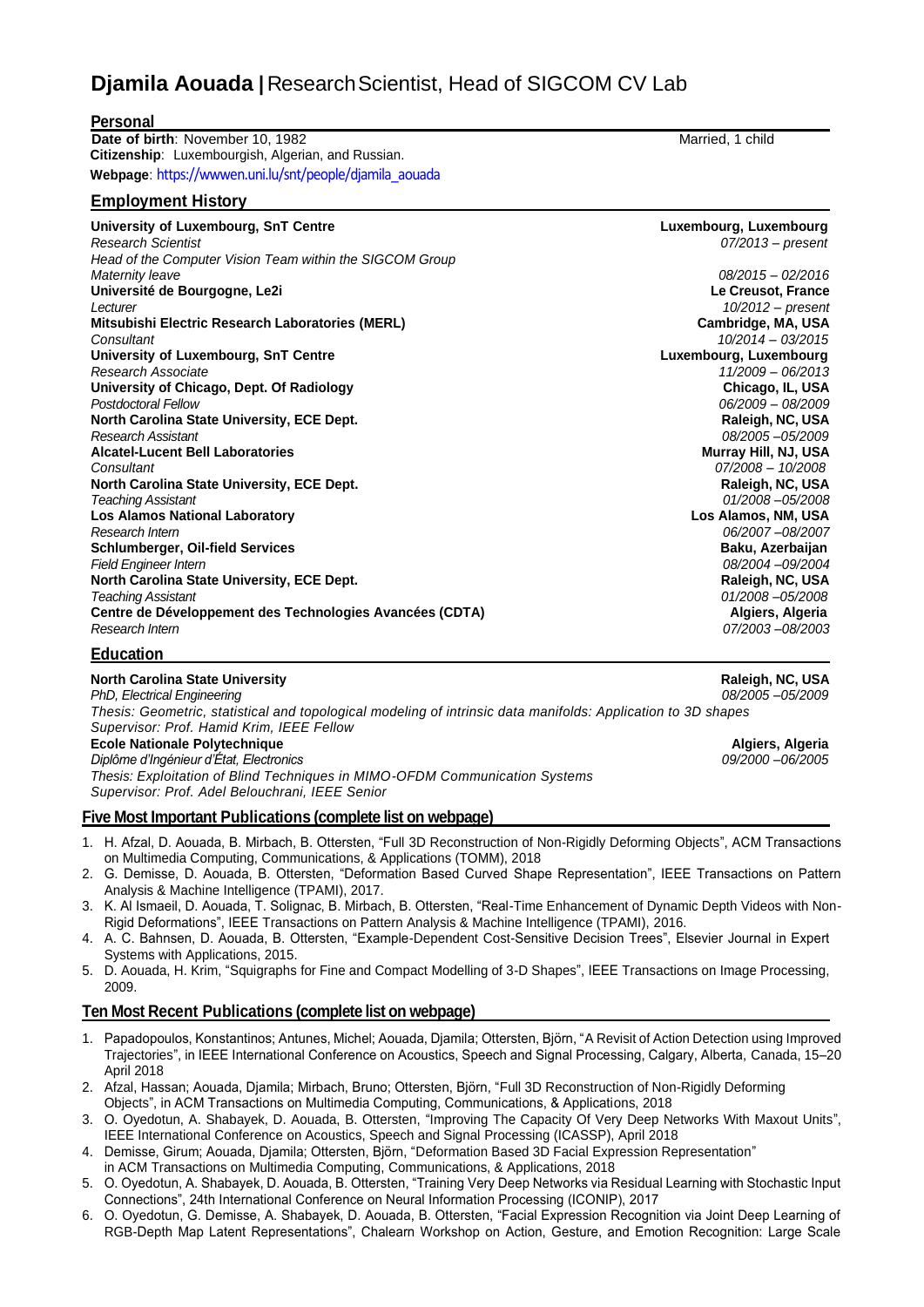# Djamila Aouada | Research Scientist, Head of SIGCOM CV Lab

## Personal

**Date of birth**: November 10, 1982 Married, 1 child

**Citizenship**: Luxembourgish, Algerian, and Russian.

**Webpage**: https://wwwen.uni.lu/snt/people/djamila_aouada

## Employment History

**University of Luxembourg, SnT Centre** — **Luxembourg, Luxembourg**
*Research Scientist* — *07/2013 – present*
*Head of the Computer Vision Team within the SIGCOM Group*
*Maternity leave* — *08/2015 – 02/2016*

**Université de Bourgogne, Le2i** — **Le Creusot, France**
*Lecturer* — *10/2012 – present*

**Mitsubishi Electric Research Laboratories (MERL)** — **Cambridge, MA, USA**
*Consultant* — *10/2014 – 03/2015*

**University of Luxembourg, SnT Centre** — **Luxembourg, Luxembourg**
*Research Associate* — *11/2009 – 06/2013*

**University of Chicago, Dept. Of Radiology** — **Chicago, IL, USA**
*Postdoctoral Fellow* — *06/2009 – 08/2009*

**North Carolina State University, ECE Dept.** — **Raleigh, NC, USA**
*Research Assistant* — *08/2005 –05/2009*

**Alcatel-Lucent Bell Laboratories** — **Murray Hill, NJ, USA**
*Consultant* — *07/2008 – 10/2008*

**North Carolina State University, ECE Dept.** — **Raleigh, NC, USA**
*Teaching Assistant* — *01/2008 –05/2008*

**Los Alamos National Laboratory** — **Los Alamos, NM, USA**
*Research Intern* — *06/2007 –08/2007*

**Schlumberger, Oil-field Services** — **Baku, Azerbaijan**
*Field Engineer Intern* — *08/2004 –09/2004*

**North Carolina State University, ECE Dept.** — **Raleigh, NC, USA**
*Teaching Assistant* — *01/2008 –05/2008*

**Centre de Développement des Technologies Avancées (CDTA)** — **Algiers, Algeria**
*Research Intern* — *07/2003 –08/2003*

## Education

**North Carolina State University** — **Raleigh, NC, USA**
*PhD, Electrical Engineering* — *08/2005 –05/2009*
*Thesis: Geometric, statistical and topological modeling of intrinsic data manifolds: Application to 3D shapes*
*Supervisor: Prof. Hamid Krim, IEEE Fellow*

**Ecole Nationale Polytechnique** — **Algiers, Algeria**
*Diplôme d'Ingénieur d'État, Electronics* — *09/2000 –06/2005*
*Thesis: Exploitation of Blind Techniques in MIMO-OFDM Communication Systems*
*Supervisor: Prof. Adel Belouchrani, IEEE Senior*

## Five Most Important Publications (complete list on webpage)

1. H. Afzal, D. Aouada, B. Mirbach, B. Ottersten, "Full 3D Reconstruction of Non-Rigidly Deforming Objects", ACM Transactions on Multimedia Computing, Communications, & Applications (TOMM), 2018
2. G. Demisse, D. Aouada, B. Ottersten, "Deformation Based Curved Shape Representation", IEEE Transactions on Pattern Analysis & Machine Intelligence (TPAMI), 2017.
3. K. Al Ismaeil, D. Aouada, T. Solignac, B. Mirbach, B. Ottersten, "Real-Time Enhancement of Dynamic Depth Videos with Non-Rigid Deformations", IEEE Transactions on Pattern Analysis & Machine Intelligence (TPAMI), 2016.
4. A. C. Bahnsen, D. Aouada, B. Ottersten, "Example-Dependent Cost-Sensitive Decision Trees", Elsevier Journal in Expert Systems with Applications, 2015.
5. D. Aouada, H. Krim, "Squigraphs for Fine and Compact Modelling of 3-D Shapes", IEEE Transactions on Image Processing, 2009.

## Ten Most Recent Publications (complete list on webpage)

1. Papadopoulos, Konstantinos; Antunes, Michel; Aouada, Djamila; Ottersten, Björn, "A Revisit of Action Detection using Improved Trajectories", in IEEE International Conference on Acoustics, Speech and Signal Processing, Calgary, Alberta, Canada, 15–20 April 2018
2. Afzal, Hassan; Aouada, Djamila; Mirbach, Bruno; Ottersten, Björn, "Full 3D Reconstruction of Non-Rigidly Deforming Objects", in ACM Transactions on Multimedia Computing, Communications, & Applications, 2018
3. O. Oyedotun, A. Shabayek, D. Aouada, B. Ottersten, "Improving The Capacity Of Very Deep Networks With Maxout Units", IEEE International Conference on Acoustics, Speech and Signal Processing (ICASSP), April 2018
4. Demisse, Girum; Aouada, Djamila; Ottersten, Björn, "Deformation Based 3D Facial Expression Representation" in ACM Transactions on Multimedia Computing, Communications, & Applications, 2018
5. O. Oyedotun, A. Shabayek, D. Aouada, B. Ottersten, "Training Very Deep Networks via Residual Learning with Stochastic Input Connections", 24th International Conference on Neural Information Processing (ICONIP), 2017
6. O. Oyedotun, G. Demisse, A. Shabayek, D. Aouada, B. Ottersten, "Facial Expression Recognition via Joint Deep Learning of RGB-Depth Map Latent Representations", Chalearn Workshop on Action, Gesture, and Emotion Recognition: Large Scale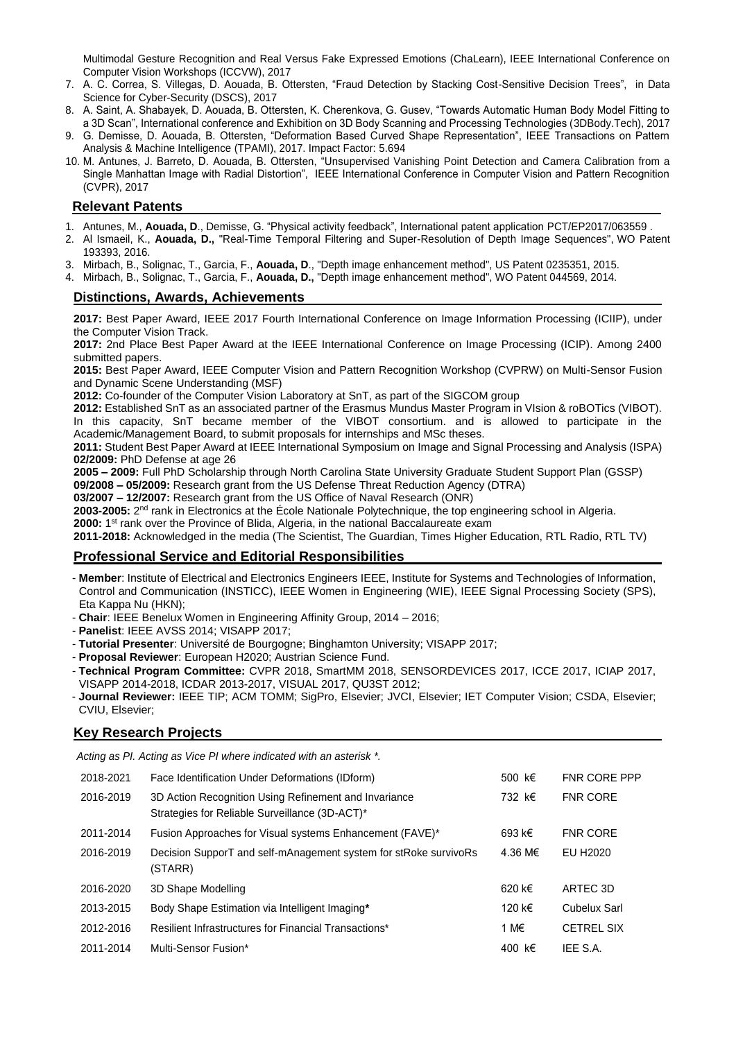Multimodal Gesture Recognition and Real Versus Fake Expressed Emotions (ChaLearn), IEEE International Conference on Computer Vision Workshops (ICCVW), 2017

7. A. C. Correa, S. Villegas, D. Aouada, B. Ottersten, "Fraud Detection by Stacking Cost-Sensitive Decision Trees", in Data Science for Cyber-Security (DSCS), 2017
8. A. Saint, A. Shabayek, D. Aouada, B. Ottersten, K. Cherenkova, G. Gusev, "Towards Automatic Human Body Model Fitting to a 3D Scan", International conference and Exhibition on 3D Body Scanning and Processing Technologies (3DBody.Tech), 2017
9. G. Demisse, D. Aouada, B. Ottersten, "Deformation Based Curved Shape Representation", IEEE Transactions on Pattern Analysis & Machine Intelligence (TPAMI), 2017. Impact Factor: 5.694
10. M. Antunes, J. Barreto, D. Aouada, B. Ottersten, "Unsupervised Vanishing Point Detection and Camera Calibration from a Single Manhattan Image with Radial Distortion", IEEE International Conference in Computer Vision and Pattern Recognition (CVPR), 2017

## Relevant Patents

1. Antunes, M., **Aouada, D**., Demisse, G. "Physical activity feedback", International patent application PCT/EP2017/063559 .
2. Al Ismaeil, K., **Aouada, D.,** "Real-Time Temporal Filtering and Super-Resolution of Depth Image Sequences", WO Patent 193393, 2016.
3. Mirbach, B., Solignac, T., Garcia, F., **Aouada, D**., "Depth image enhancement method", US Patent 0235351, 2015.
4. Mirbach, B., Solignac, T., Garcia, F., **Aouada, D.,** "Depth image enhancement method", WO Patent 044569, 2014.

## Distinctions, Awards, Achievements

**2017:** Best Paper Award, IEEE 2017 Fourth International Conference on Image Information Processing (ICIIP), under the Computer Vision Track.

**2017:** 2nd Place Best Paper Award at the IEEE International Conference on Image Processing (ICIP). Among 2400 submitted papers.

**2015:** Best Paper Award, IEEE Computer Vision and Pattern Recognition Workshop (CVPRW) on Multi-Sensor Fusion and Dynamic Scene Understanding (MSF)

**2012:** Co-founder of the Computer Vision Laboratory at SnT, as part of the SIGCOM group

**2012:** Established SnT as an associated partner of the Erasmus Mundus Master Program in VIsion & roBOTics (VIBOT). In this capacity, SnT became member of the VIBOT consortium. and is allowed to participate in the Academic/Management Board, to submit proposals for internships and MSc theses.

**2011:** Student Best Paper Award at IEEE International Symposium on Image and Signal Processing and Analysis (ISPA)

**02/2009:** PhD Defense at age 26

**2005 – 2009:** Full PhD Scholarship through North Carolina State University Graduate Student Support Plan (GSSP)

**09/2008 – 05/2009:** Research grant from the US Defense Threat Reduction Agency (DTRA)

**03/2007 – 12/2007:** Research grant from the US Office of Naval Research (ONR)

**2003-2005:** 2nd rank in Electronics at the École Nationale Polytechnique, the top engineering school in Algeria.

**2000:** 1st rank over the Province of Blida, Algeria, in the national Baccalaureate exam

**2011-2018:** Acknowledged in the media (The Scientist, The Guardian, Times Higher Education, RTL Radio, RTL TV)

## Professional Service and Editorial Responsibilities

- **Member**: Institute of Electrical and Electronics Engineers IEEE, Institute for Systems and Technologies of Information, Control and Communication (INSTICC), IEEE Women in Engineering (WIE), IEEE Signal Processing Society (SPS), Eta Kappa Nu (HKN);
- **Chair**: IEEE Benelux Women in Engineering Affinity Group, 2014 – 2016;
- **Panelist**: IEEE AVSS 2014; VISAPP 2017;
- **Tutorial Presenter**: Université de Bourgogne; Binghamton University; VISAPP 2017;
- **Proposal Reviewer**: European H2020; Austrian Science Fund.
- **Technical Program Committee:** CVPR 2018, SmartMM 2018, SENSORDEVICES 2017, ICCE 2017, ICIAP 2017, VISAPP 2014-2018, ICDAR 2013-2017, VISUAL 2017, QU3ST 2012;
- **Journal Reviewer:** IEEE TIP; ACM TOMM; SigPro, Elsevier; JVCI, Elsevier; IET Computer Vision; CSDA, Elsevier; CVIU, Elsevier;

## Key Research Projects

*Acting as PI. Acting as Vice PI where indicated with an asterisk \*.*

| | | | |
|---|---|---|---|
| 2018-2021 | Face Identification Under Deformations (IDform) | 500 k€ | FNR CORE PPP |
| 2016-2019 | 3D Action Recognition Using Refinement and Invariance Strategies for Reliable Surveillance (3D-ACT)* | 732 k€ | FNR CORE |
| 2011-2014 | Fusion Approaches for Visual systems Enhancement (FAVE)* | 693 k€ | FNR CORE |
| 2016-2019 | Decision SupporT and self-mAnagement system for stRoke survivoRs (STARR) | 4.36 M€ | EU H2020 |
| 2016-2020 | 3D Shape Modelling | 620 k€ | ARTEC 3D |
| 2013-2015 | Body Shape Estimation via Intelligent Imaging* | 120 k€ | Cubelux Sarl |
| 2012-2016 | Resilient Infrastructures for Financial Transactions* | 1 M€ | CETREL SIX |
| 2011-2014 | Multi-Sensor Fusion* | 400 k€ | IEE S.A. |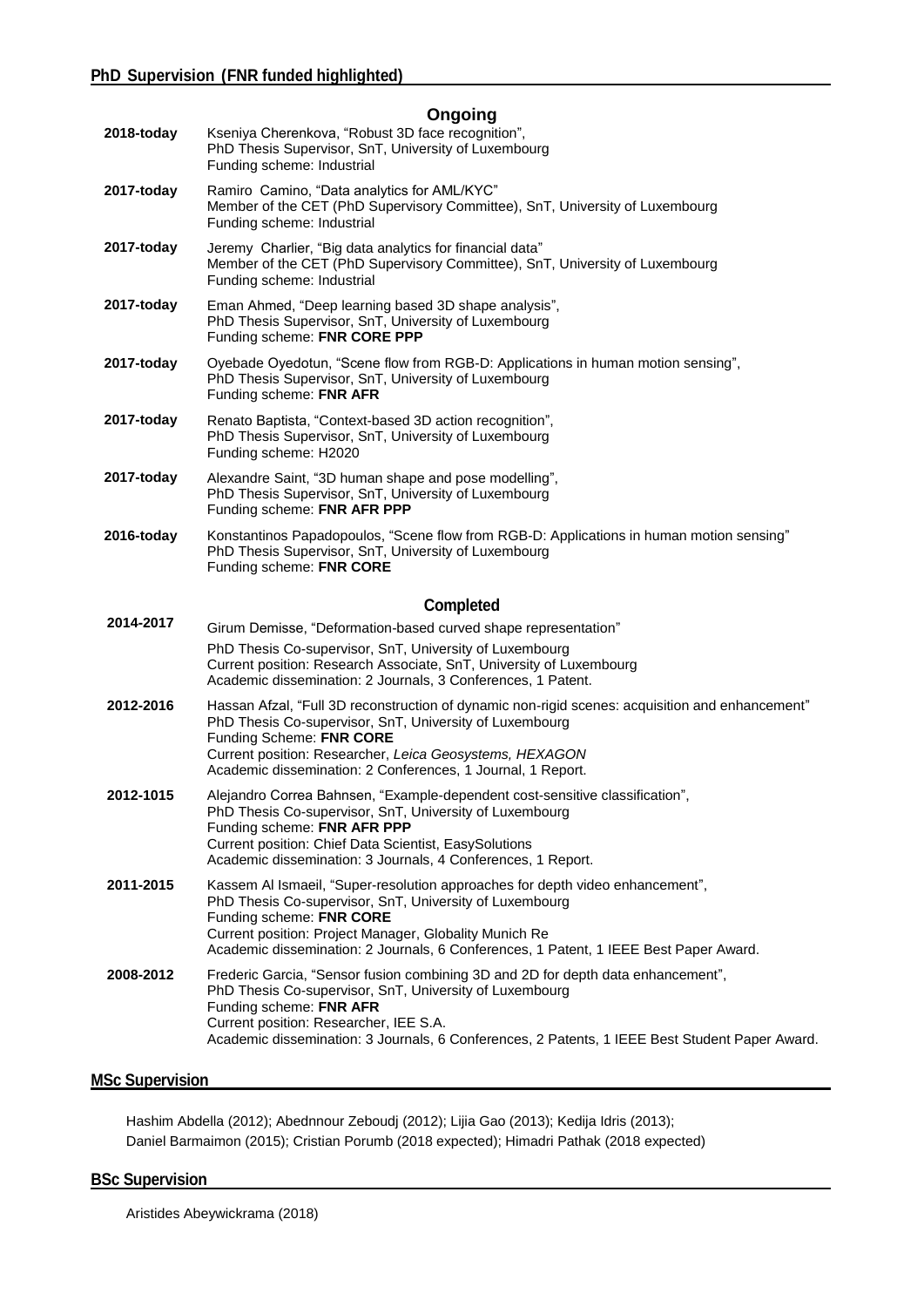## PhD Supervision (FNR funded highlighted)

### Ongoing

**2018-today** Kseniya Cherenkova, "Robust 3D face recognition",
PhD Thesis Supervisor, SnT, University of Luxembourg
Funding scheme: Industrial

**2017-today** Ramiro Camino, "Data analytics for AML/KYC"
Member of the CET (PhD Supervisory Committee), SnT, University of Luxembourg
Funding scheme: Industrial

**2017-today** Jeremy Charlier, "Big data analytics for financial data"
Member of the CET (PhD Supervisory Committee), SnT, University of Luxembourg
Funding scheme: Industrial

**2017-today** Eman Ahmed, "Deep learning based 3D shape analysis",
PhD Thesis Supervisor, SnT, University of Luxembourg
Funding scheme: **FNR CORE PPP**

**2017-today** Oyebade Oyedotun, "Scene flow from RGB-D: Applications in human motion sensing",
PhD Thesis Supervisor, SnT, University of Luxembourg
Funding scheme: **FNR AFR**

**2017-today** Renato Baptista, "Context-based 3D action recognition",
PhD Thesis Supervisor, SnT, University of Luxembourg
Funding scheme: H2020

**2017-today** Alexandre Saint, "3D human shape and pose modelling",
PhD Thesis Supervisor, SnT, University of Luxembourg
Funding scheme: **FNR AFR PPP**

**2016-today** Konstantinos Papadopoulos, "Scene flow from RGB-D: Applications in human motion sensing"
PhD Thesis Supervisor, SnT, University of Luxembourg
Funding scheme: **FNR CORE**

### Completed

**2014-2017** Girum Demisse, "Deformation-based curved shape representation"
PhD Thesis Co-supervisor, SnT, University of Luxembourg
Current position: Research Associate, SnT, University of Luxembourg
Academic dissemination: 2 Journals, 3 Conferences, 1 Patent.

**2012-2016** Hassan Afzal, "Full 3D reconstruction of dynamic non-rigid scenes: acquisition and enhancement"
PhD Thesis Co-supervisor, SnT, University of Luxembourg
Funding Scheme: **FNR CORE**
Current position: Researcher, *Leica Geosystems, HEXAGON*
Academic dissemination: 2 Conferences, 1 Journal, 1 Report.

**2012-1015** Alejandro Correa Bahnsen, "Example-dependent cost-sensitive classification",
PhD Thesis Co-supervisor, SnT, University of Luxembourg
Funding scheme: **FNR AFR PPP**
Current position: Chief Data Scientist, EasySolutions
Academic dissemination: 3 Journals, 4 Conferences, 1 Report.

**2011-2015** Kassem Al Ismaeil, "Super-resolution approaches for depth video enhancement",
PhD Thesis Co-supervisor, SnT, University of Luxembourg
Funding scheme: **FNR CORE**
Current position: Project Manager, Globality Munich Re
Academic dissemination: 2 Journals, 6 Conferences, 1 Patent, 1 IEEE Best Paper Award.

**2008-2012** Frederic Garcia, "Sensor fusion combining 3D and 2D for depth data enhancement",
PhD Thesis Co-supervisor, SnT, University of Luxembourg
Funding scheme: **FNR AFR**
Current position: Researcher, IEE S.A.
Academic dissemination: 3 Journals, 6 Conferences, 2 Patents, 1 IEEE Best Student Paper Award.

## MSc Supervision

Hashim Abdella (2012); Abednnour Zeboudj (2012); Lijia Gao (2013); Kedija Idris (2013);
Daniel Barmaimon (2015); Cristian Porumb (2018 expected); Himadri Pathak (2018 expected)

## BSc Supervision

Aristides Abeywickrama (2018)